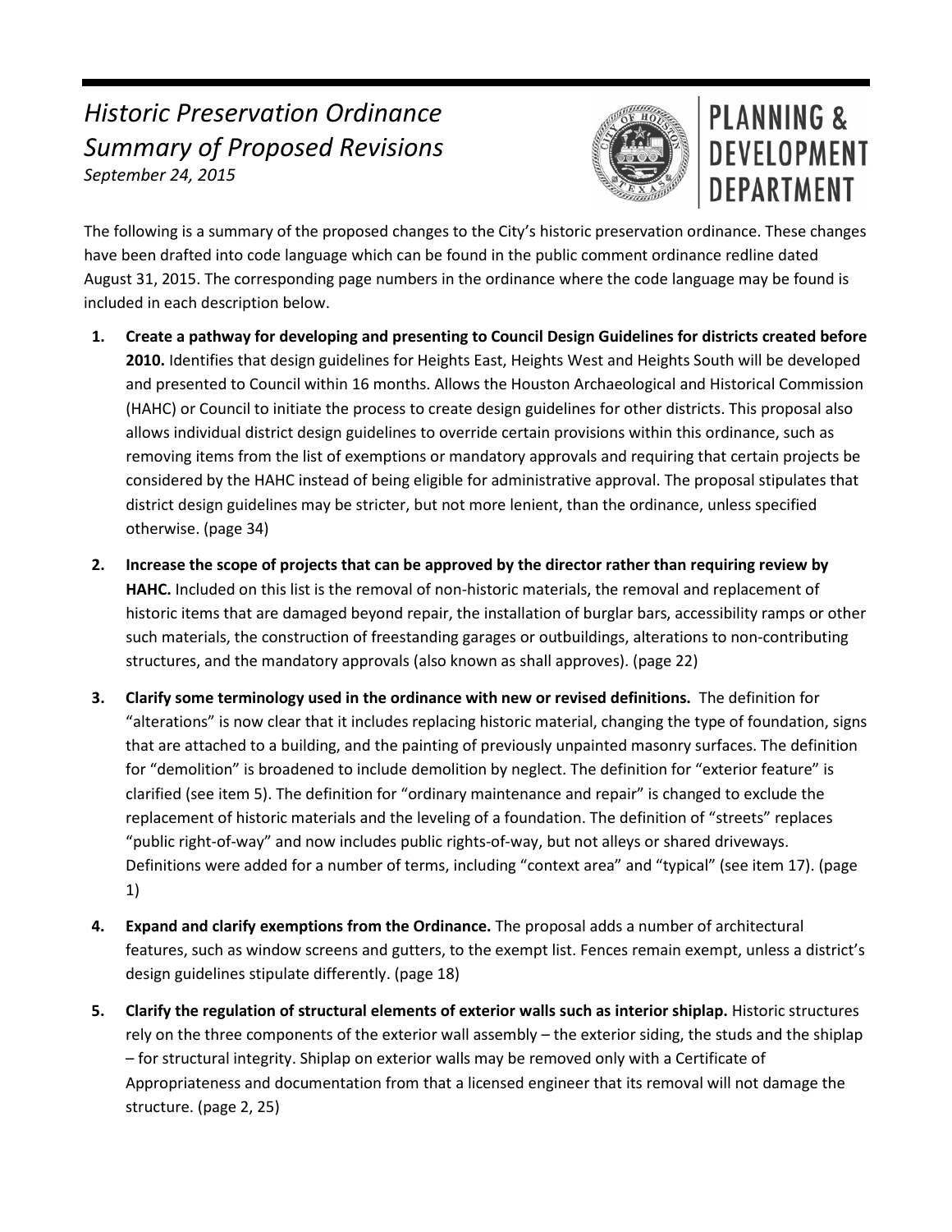# *Historic Preservation Ordinance Summary of Proposed Revisions*

*September 24, 2015*

PLANNING & DEVELOPMENT DEPARTMENT

The following is a summary of the proposed changes to the City's historic preservation ordinance. These changes have been drafted into code language which can be found in the public comment ordinance redline dated August 31, 2015. The corresponding page numbers in the ordinance where the code language may be found is included in each description below.

1. **Create a pathway for developing and presenting to Council Design Guidelines for districts created before 2010.** Identifies that design guidelines for Heights East, Heights West and Heights South will be developed and presented to Council within 16 months. Allows the Houston Archaeological and Historical Commission (HAHC) or Council to initiate the process to create design guidelines for other districts. This proposal also allows individual district design guidelines to override certain provisions within this ordinance, such as removing items from the list of exemptions or mandatory approvals and requiring that certain projects be considered by the HAHC instead of being eligible for administrative approval. The proposal stipulates that district design guidelines may be stricter, but not more lenient, than the ordinance, unless specified otherwise. (page 34)

2. **Increase the scope of projects that can be approved by the director rather than requiring review by HAHC.** Included on this list is the removal of non-historic materials, the removal and replacement of historic items that are damaged beyond repair, the installation of burglar bars, accessibility ramps or other such materials, the construction of freestanding garages or outbuildings, alterations to non-contributing structures, and the mandatory approvals (also known as shall approves). (page 22)

3. **Clarify some terminology used in the ordinance with new or revised definitions.** The definition for "alterations" is now clear that it includes replacing historic material, changing the type of foundation, signs that are attached to a building, and the painting of previously unpainted masonry surfaces. The definition for "demolition" is broadened to include demolition by neglect. The definition for "exterior feature" is clarified (see item 5). The definition for "ordinary maintenance and repair" is changed to exclude the replacement of historic materials and the leveling of a foundation. The definition of "streets" replaces "public right-of-way" and now includes public rights-of-way, but not alleys or shared driveways. Definitions were added for a number of terms, including "context area" and "typical" (see item 17). (page 1)

4. **Expand and clarify exemptions from the Ordinance.** The proposal adds a number of architectural features, such as window screens and gutters, to the exempt list. Fences remain exempt, unless a district's design guidelines stipulate differently. (page 18)

5. **Clarify the regulation of structural elements of exterior walls such as interior shiplap.** Historic structures rely on the three components of the exterior wall assembly – the exterior siding, the studs and the shiplap – for structural integrity. Shiplap on exterior walls may be removed only with a Certificate of Appropriateness and documentation from that a licensed engineer that its removal will not damage the structure. (page 2, 25)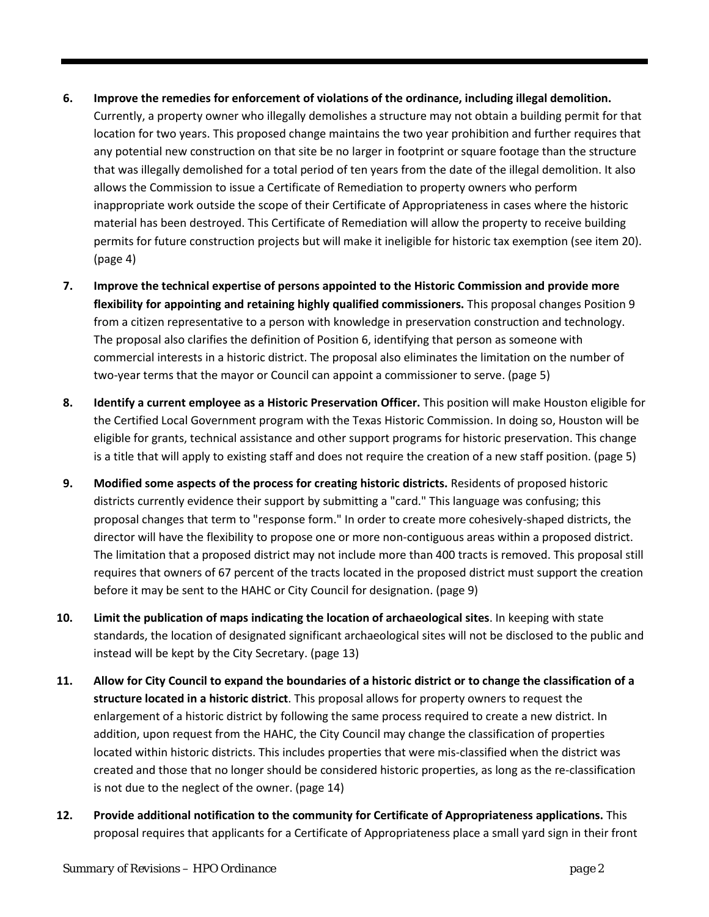6. **Improve the remedies for enforcement of violations of the ordinance, including illegal demolition.** Currently, a property owner who illegally demolishes a structure may not obtain a building permit for that location for two years. This proposed change maintains the two year prohibition and further requires that any potential new construction on that site be no larger in footprint or square footage than the structure that was illegally demolished for a total period of ten years from the date of the illegal demolition. It also allows the Commission to issue a Certificate of Remediation to property owners who perform inappropriate work outside the scope of their Certificate of Appropriateness in cases where the historic material has been destroyed. This Certificate of Remediation will allow the property to receive building permits for future construction projects but will make it ineligible for historic tax exemption (see item 20). (page 4)

7. **Improve the technical expertise of persons appointed to the Historic Commission and provide more flexibility for appointing and retaining highly qualified commissioners.** This proposal changes Position 9 from a citizen representative to a person with knowledge in preservation construction and technology. The proposal also clarifies the definition of Position 6, identifying that person as someone with commercial interests in a historic district. The proposal also eliminates the limitation on the number of two-year terms that the mayor or Council can appoint a commissioner to serve. (page 5)

8. **Identify a current employee as a Historic Preservation Officer.** This position will make Houston eligible for the Certified Local Government program with the Texas Historic Commission. In doing so, Houston will be eligible for grants, technical assistance and other support programs for historic preservation. This change is a title that will apply to existing staff and does not require the creation of a new staff position. (page 5)

9. **Modified some aspects of the process for creating historic districts.** Residents of proposed historic districts currently evidence their support by submitting a "card." This language was confusing; this proposal changes that term to "response form." In order to create more cohesively-shaped districts, the director will have the flexibility to propose one or more non-contiguous areas within a proposed district. The limitation that a proposed district may not include more than 400 tracts is removed. This proposal still requires that owners of 67 percent of the tracts located in the proposed district must support the creation before it may be sent to the HAHC or City Council for designation. (page 9)

10. **Limit the publication of maps indicating the location of archaeological sites**. In keeping with state standards, the location of designated significant archaeological sites will not be disclosed to the public and instead will be kept by the City Secretary. (page 13)

11. **Allow for City Council to expand the boundaries of a historic district or to change the classification of a structure located in a historic district**. This proposal allows for property owners to request the enlargement of a historic district by following the same process required to create a new district. In addition, upon request from the HAHC, the City Council may change the classification of properties located within historic districts. This includes properties that were mis-classified when the district was created and those that no longer should be considered historic properties, as long as the re-classification is not due to the neglect of the owner. (page 14)

12. **Provide additional notification to the community for Certificate of Appropriateness applications.** This proposal requires that applicants for a Certificate of Appropriateness place a small yard sign in their front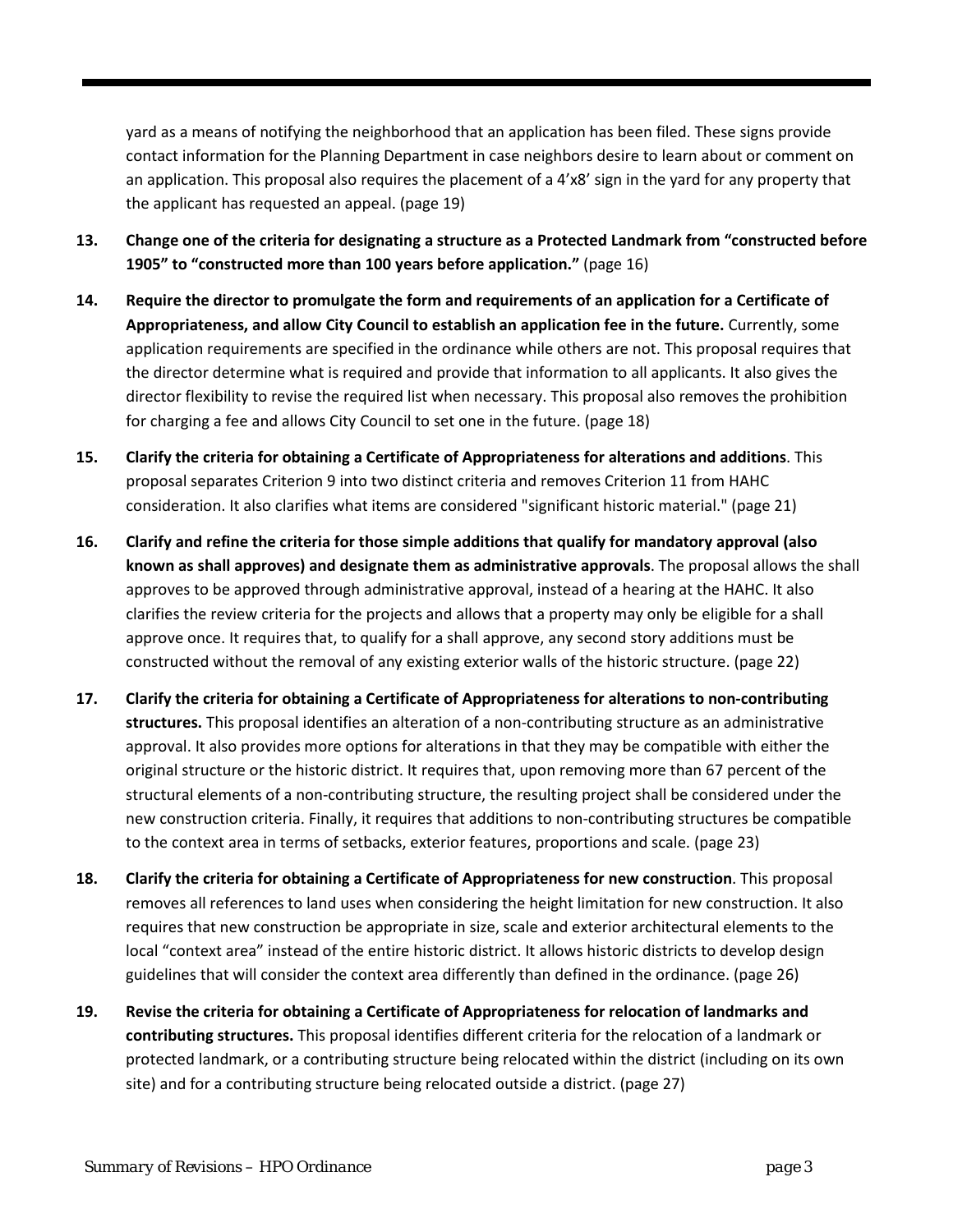yard as a means of notifying the neighborhood that an application has been filed. These signs provide contact information for the Planning Department in case neighbors desire to learn about or comment on an application. This proposal also requires the placement of a 4'x8' sign in the yard for any property that the applicant has requested an appeal. (page 19)

13. **Change one of the criteria for designating a structure as a Protected Landmark from "constructed before 1905" to "constructed more than 100 years before application."** (page 16)

14. **Require the director to promulgate the form and requirements of an application for a Certificate of Appropriateness, and allow City Council to establish an application fee in the future.** Currently, some application requirements are specified in the ordinance while others are not. This proposal requires that the director determine what is required and provide that information to all applicants. It also gives the director flexibility to revise the required list when necessary. This proposal also removes the prohibition for charging a fee and allows City Council to set one in the future. (page 18)

15. **Clarify the criteria for obtaining a Certificate of Appropriateness for alterations and additions**. This proposal separates Criterion 9 into two distinct criteria and removes Criterion 11 from HAHC consideration. It also clarifies what items are considered "significant historic material." (page 21)

16. **Clarify and refine the criteria for those simple additions that qualify for mandatory approval (also known as shall approves) and designate them as administrative approvals**. The proposal allows the shall approves to be approved through administrative approval, instead of a hearing at the HAHC. It also clarifies the review criteria for the projects and allows that a property may only be eligible for a shall approve once. It requires that, to qualify for a shall approve, any second story additions must be constructed without the removal of any existing exterior walls of the historic structure. (page 22)

17. **Clarify the criteria for obtaining a Certificate of Appropriateness for alterations to non-contributing structures.** This proposal identifies an alteration of a non-contributing structure as an administrative approval. It also provides more options for alterations in that they may be compatible with either the original structure or the historic district. It requires that, upon removing more than 67 percent of the structural elements of a non-contributing structure, the resulting project shall be considered under the new construction criteria. Finally, it requires that additions to non-contributing structures be compatible to the context area in terms of setbacks, exterior features, proportions and scale. (page 23)

18. **Clarify the criteria for obtaining a Certificate of Appropriateness for new construction**. This proposal removes all references to land uses when considering the height limitation for new construction. It also requires that new construction be appropriate in size, scale and exterior architectural elements to the local "context area" instead of the entire historic district. It allows historic districts to develop design guidelines that will consider the context area differently than defined in the ordinance. (page 26)

19. **Revise the criteria for obtaining a Certificate of Appropriateness for relocation of landmarks and contributing structures.** This proposal identifies different criteria for the relocation of a landmark or protected landmark, or a contributing structure being relocated within the district (including on its own site) and for a contributing structure being relocated outside a district. (page 27)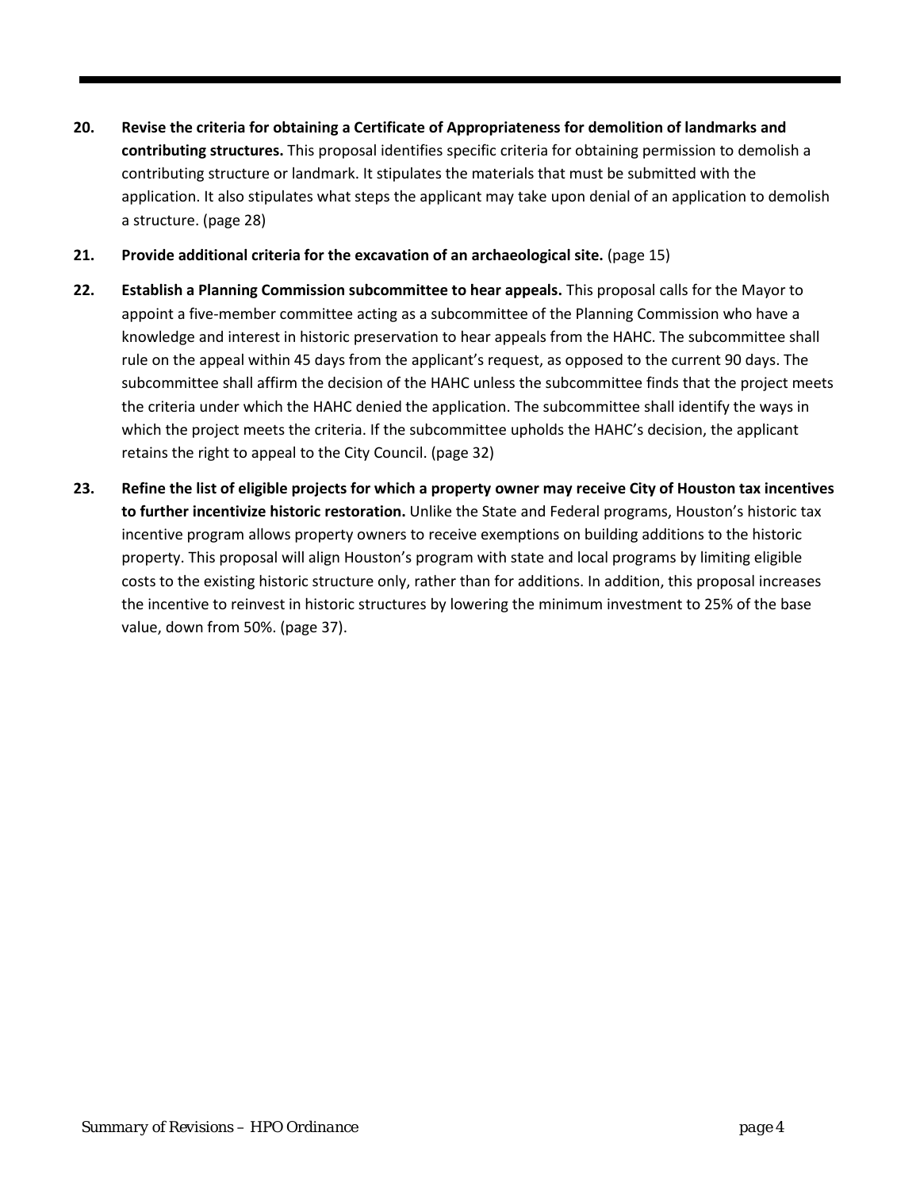20. **Revise the criteria for obtaining a Certificate of Appropriateness for demolition of landmarks and contributing structures.** This proposal identifies specific criteria for obtaining permission to demolish a contributing structure or landmark. It stipulates the materials that must be submitted with the application. It also stipulates what steps the applicant may take upon denial of an application to demolish a structure. (page 28)

21. **Provide additional criteria for the excavation of an archaeological site.** (page 15)

22. **Establish a Planning Commission subcommittee to hear appeals.** This proposal calls for the Mayor to appoint a five-member committee acting as a subcommittee of the Planning Commission who have a knowledge and interest in historic preservation to hear appeals from the HAHC. The subcommittee shall rule on the appeal within 45 days from the applicant's request, as opposed to the current 90 days. The subcommittee shall affirm the decision of the HAHC unless the subcommittee finds that the project meets the criteria under which the HAHC denied the application. The subcommittee shall identify the ways in which the project meets the criteria. If the subcommittee upholds the HAHC's decision, the applicant retains the right to appeal to the City Council. (page 32)

23. **Refine the list of eligible projects for which a property owner may receive City of Houston tax incentives to further incentivize historic restoration.** Unlike the State and Federal programs, Houston's historic tax incentive program allows property owners to receive exemptions on building additions to the historic property. This proposal will align Houston's program with state and local programs by limiting eligible costs to the existing historic structure only, rather than for additions. In addition, this proposal increases the incentive to reinvest in historic structures by lowering the minimum investment to 25% of the base value, down from 50%. (page 37).